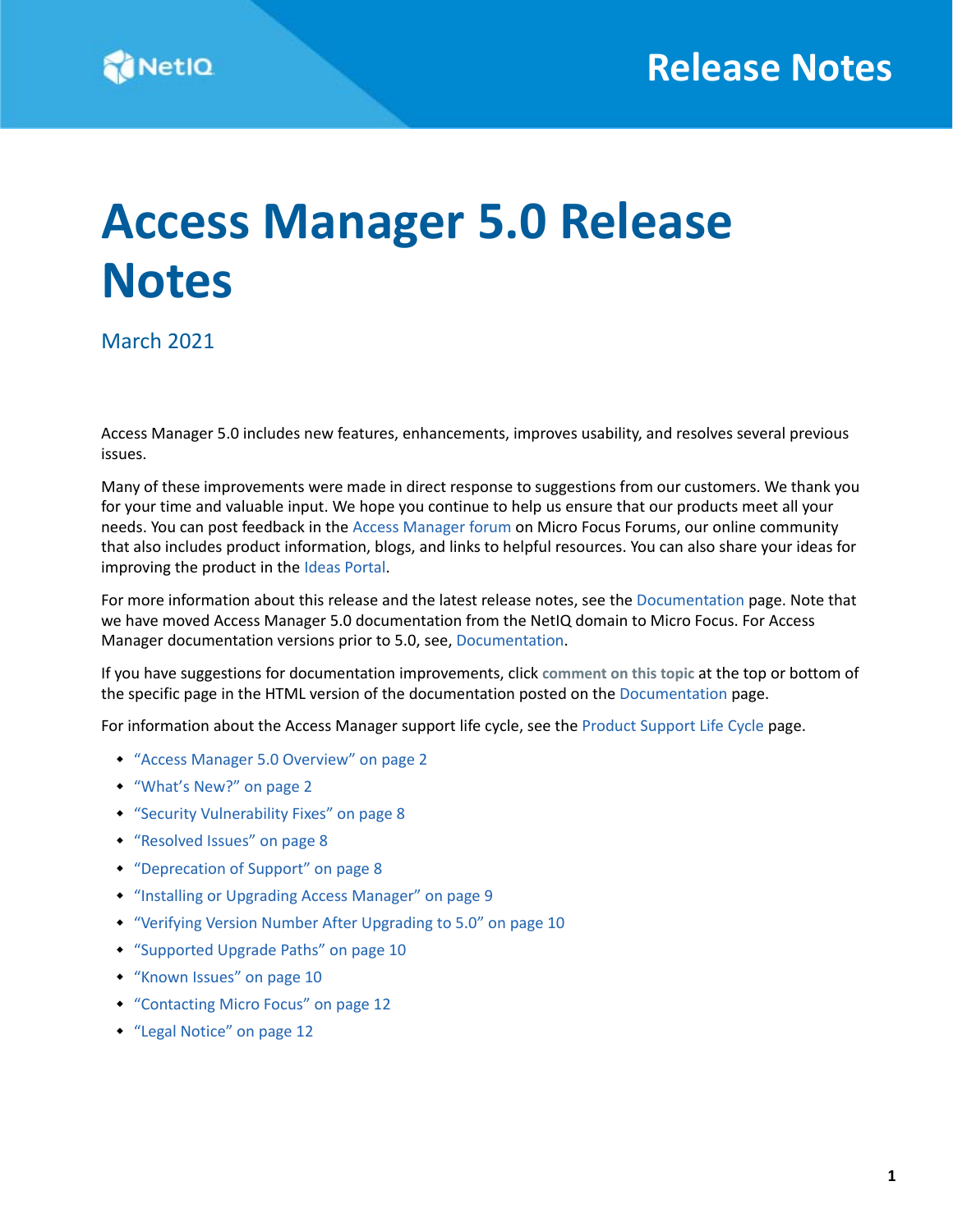# Access Manager 5.0 Release Notes

March 2021

Access Manager 5.0 includes new features, enhancements, improves usability, and resolves several previous issues.

Many of these improvements were made in direct response to suggestions from our customers. We thank you for your time and valuable input. We hope you continue to help us ensure that our products meet all your needs. You can post feedback in the Access Manager forum on Micro Focus Forums, our online community that also includes product information, blogs, and links to helpful resources. You can also share your ideas for improving the product in the Ideas Portal.

For more information about this release and the latest release notes, see the Documentation page. Note that we have moved Access Manager 5.0 documentation from the NetIQ domain to Micro Focus. For Access Manager documentation versions prior to 5.0, see, Documentation.

If you have suggestions for documentation improvements, click **comment on this topic** at the top or bottom of the specific page in the HTML version of the documentation posted on the Documentation page.

For information about the Access Manager support life cycle, see the Product Support Life Cycle page.

- "Access Manager 5.0 Overview" on page 2
- "What's New?" on page 2
- "Security Vulnerability Fixes" on page 8
- "Resolved Issues" on page 8
- "Deprecation of Support" on page 8
- "Installing or Upgrading Access Manager" on page 9
- "Verifying Version Number After Upgrading to 5.0" on page 10
- "Supported Upgrade Paths" on page 10
- "Known Issues" on page 10
- "Contacting Micro Focus" on page 12
- "Legal Notice" on page 12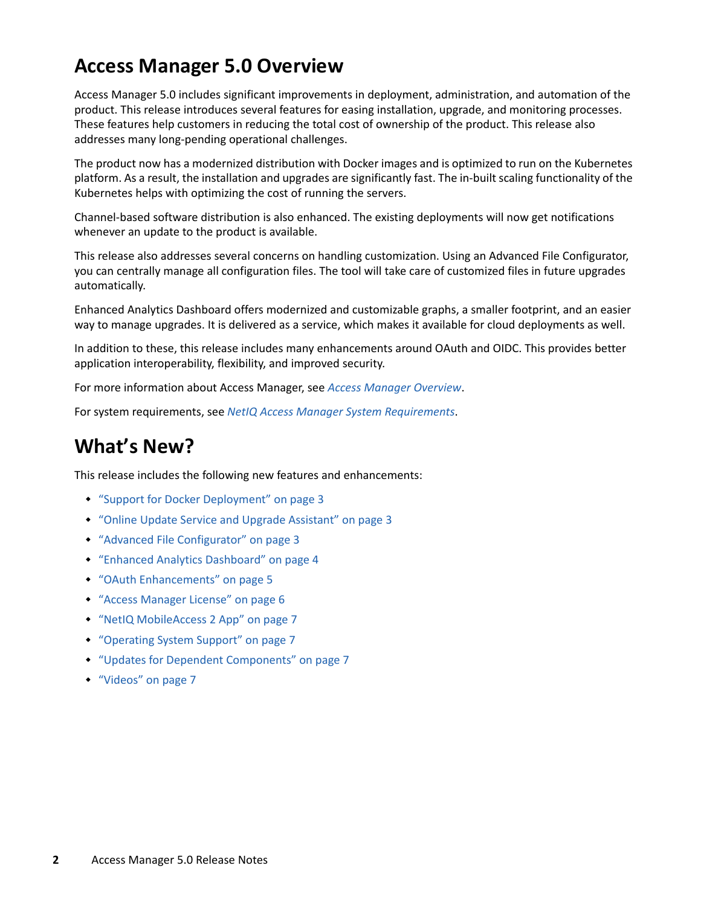# Access Manager 5.0 Overview

Access Manager 5.0 includes significant improvements in deployment, administration, and automation of the product. This release introduces several features for easing installation, upgrade, and monitoring processes. These features help customers in reducing the total cost of ownership of the product. This release also addresses many long-pending operational challenges.

The product now has a modernized distribution with Docker images and is optimized to run on the Kubernetes platform. As a result, the installation and upgrades are significantly fast. The in-built scaling functionality of the Kubernetes helps with optimizing the cost of running the servers.

Channel-based software distribution is also enhanced. The existing deployments will now get notifications whenever an update to the product is available.

This release also addresses several concerns on handling customization. Using an Advanced File Configurator, you can centrally manage all configuration files. The tool will take care of customized files in future upgrades automatically.

Enhanced Analytics Dashboard offers modernized and customizable graphs, a smaller footprint, and an easier way to manage upgrades. It is delivered as a service, which makes it available for cloud deployments as well.

In addition to these, this release includes many enhancements around OAuth and OIDC. This provides better application interoperability, flexibility, and improved security.

For more information about Access Manager, see *Access Manager Overview*.

For system requirements, see *NetIQ Access Manager System Requirements*.

# What's New?

This release includes the following new features and enhancements:

- "Support for Docker Deployment" on page 3
- "Online Update Service and Upgrade Assistant" on page 3
- "Advanced File Configurator" on page 3
- "Enhanced Analytics Dashboard" on page 4
- "OAuth Enhancements" on page 5
- "Access Manager License" on page 6
- "NetIQ MobileAccess 2 App" on page 7
- "Operating System Support" on page 7
- "Updates for Dependent Components" on page 7
- "Videos" on page 7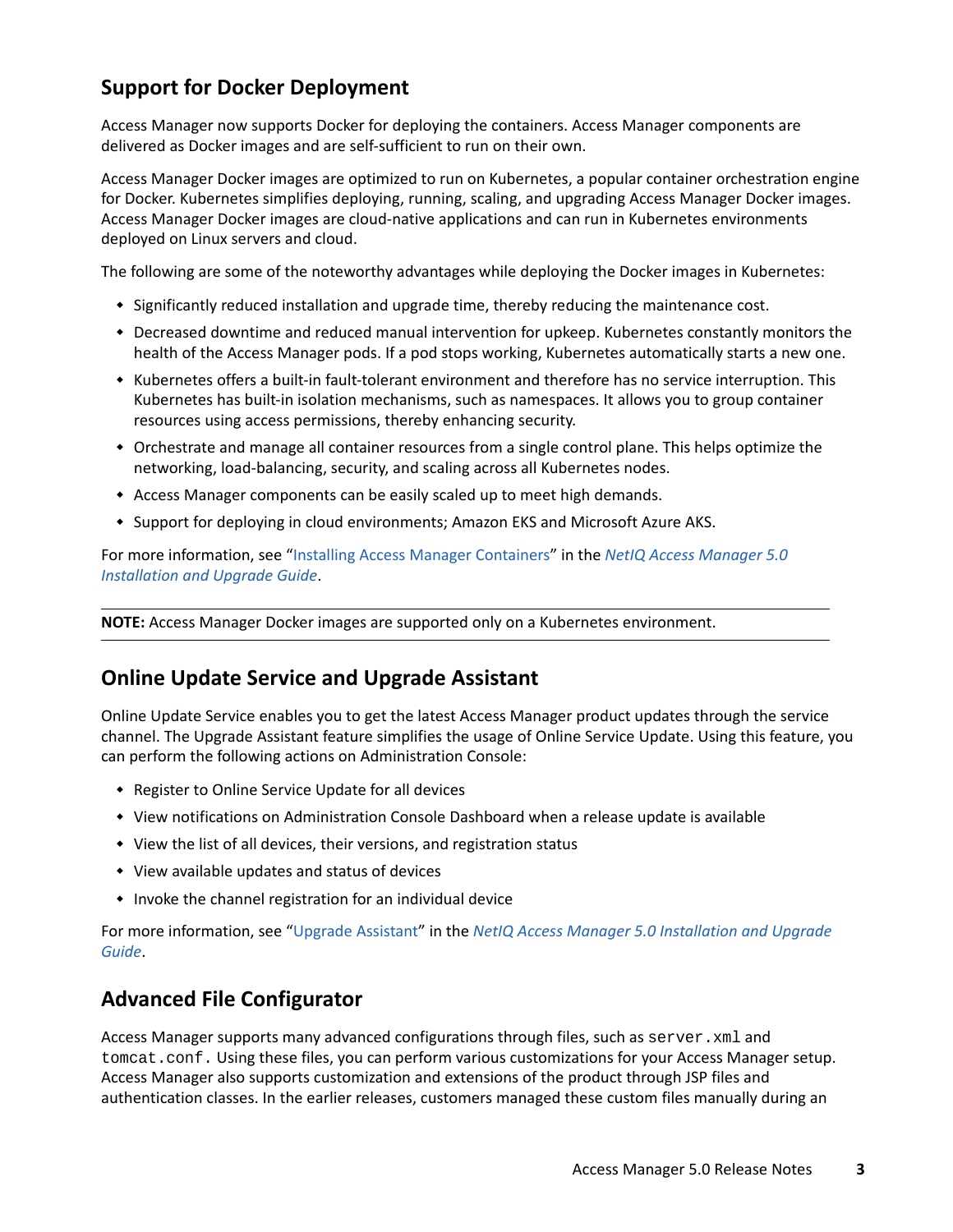## Support for Docker Deployment

Access Manager now supports Docker for deploying the containers. Access Manager components are delivered as Docker images and are self-sufficient to run on their own.

Access Manager Docker images are optimized to run on Kubernetes, a popular container orchestration engine for Docker. Kubernetes simplifies deploying, running, scaling, and upgrading Access Manager Docker images. Access Manager Docker images are cloud-native applications and can run in Kubernetes environments deployed on Linux servers and cloud.

The following are some of the noteworthy advantages while deploying the Docker images in Kubernetes:

- Significantly reduced installation and upgrade time, thereby reducing the maintenance cost.
- Decreased downtime and reduced manual intervention for upkeep. Kubernetes constantly monitors the health of the Access Manager pods. If a pod stops working, Kubernetes automatically starts a new one.
- Kubernetes offers a built-in fault-tolerant environment and therefore has no service interruption. This Kubernetes has built-in isolation mechanisms, such as namespaces. It allows you to group container resources using access permissions, thereby enhancing security.
- Orchestrate and manage all container resources from a single control plane. This helps optimize the networking, load-balancing, security, and scaling across all Kubernetes nodes.
- Access Manager components can be easily scaled up to meet high demands.
- Support for deploying in cloud environments; Amazon EKS and Microsoft Azure AKS.

For more information, see "Installing Access Manager Containers" in the *NetIQ Access Manager 5.0 Installation and Upgrade Guide*.

**NOTE:** Access Manager Docker images are supported only on a Kubernetes environment.

## Online Update Service and Upgrade Assistant

Online Update Service enables you to get the latest Access Manager product updates through the service channel. The Upgrade Assistant feature simplifies the usage of Online Service Update. Using this feature, you can perform the following actions on Administration Console:

- Register to Online Service Update for all devices
- View notifications on Administration Console Dashboard when a release update is available
- View the list of all devices, their versions, and registration status
- View available updates and status of devices
- Invoke the channel registration for an individual device

For more information, see "Upgrade Assistant" in the *NetIQ Access Manager 5.0 Installation and Upgrade Guide*.

## Advanced File Configurator

Access Manager supports many advanced configurations through files, such as `server.xml` and `tomcat.conf`. Using these files, you can perform various customizations for your Access Manager setup. Access Manager also supports customization and extensions of the product through JSP files and authentication classes. In the earlier releases, customers managed these custom files manually during an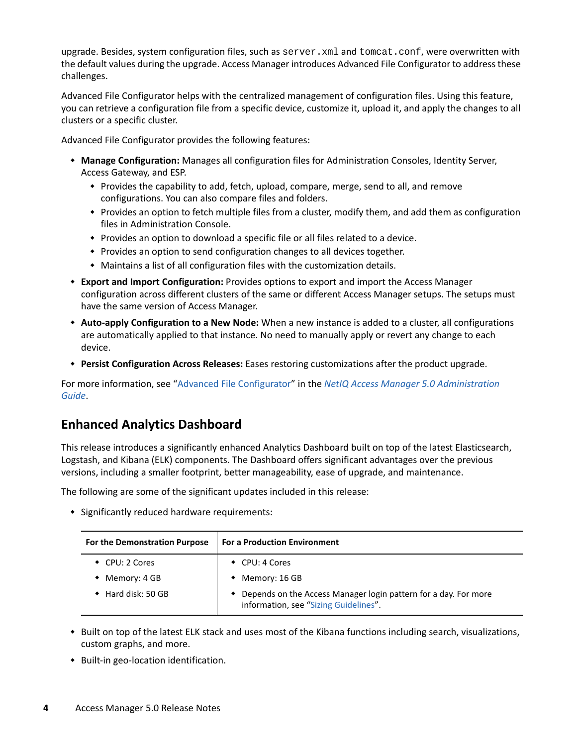upgrade. Besides, system configuration files, such as `server.xml` and `tomcat.conf`, were overwritten with the default values during the upgrade. Access Manager introduces Advanced File Configurator to address these challenges.

Advanced File Configurator helps with the centralized management of configuration files. Using this feature, you can retrieve a configuration file from a specific device, customize it, upload it, and apply the changes to all clusters or a specific cluster.

Advanced File Configurator provides the following features:

- **Manage Configuration:** Manages all configuration files for Administration Consoles, Identity Server, Access Gateway, and ESP.
  - Provides the capability to add, fetch, upload, compare, merge, send to all, and remove configurations. You can also compare files and folders.
  - Provides an option to fetch multiple files from a cluster, modify them, and add them as configuration files in Administration Console.
  - Provides an option to download a specific file or all files related to a device.
  - Provides an option to send configuration changes to all devices together.
  - Maintains a list of all configuration files with the customization details.
- **Export and Import Configuration:** Provides options to export and import the Access Manager configuration across different clusters of the same or different Access Manager setups. The setups must have the same version of Access Manager.
- **Auto-apply Configuration to a New Node:** When a new instance is added to a cluster, all configurations are automatically applied to that instance. No need to manually apply or revert any change to each device.
- **Persist Configuration Across Releases:** Eases restoring customizations after the product upgrade.

For more information, see "Advanced File Configurator" in the *NetIQ Access Manager 5.0 Administration Guide*.

## Enhanced Analytics Dashboard

This release introduces a significantly enhanced Analytics Dashboard built on top of the latest Elasticsearch, Logstash, and Kibana (ELK) components. The Dashboard offers significant advantages over the previous versions, including a smaller footprint, better manageability, ease of upgrade, and maintenance.

The following are some of the significant updates included in this release:

- Significantly reduced hardware requirements:

| For the Demonstration Purpose | For a Production Environment |
|---|---|
| • CPU: 2 Cores<br>• Memory: 4 GB<br>• Hard disk: 50 GB | • CPU: 4 Cores<br>• Memory: 16 GB<br>• Depends on the Access Manager login pattern for a day. For more information, see "Sizing Guidelines". |

- Built on top of the latest ELK stack and uses most of the Kibana functions including search, visualizations, custom graphs, and more.
- Built-in geo-location identification.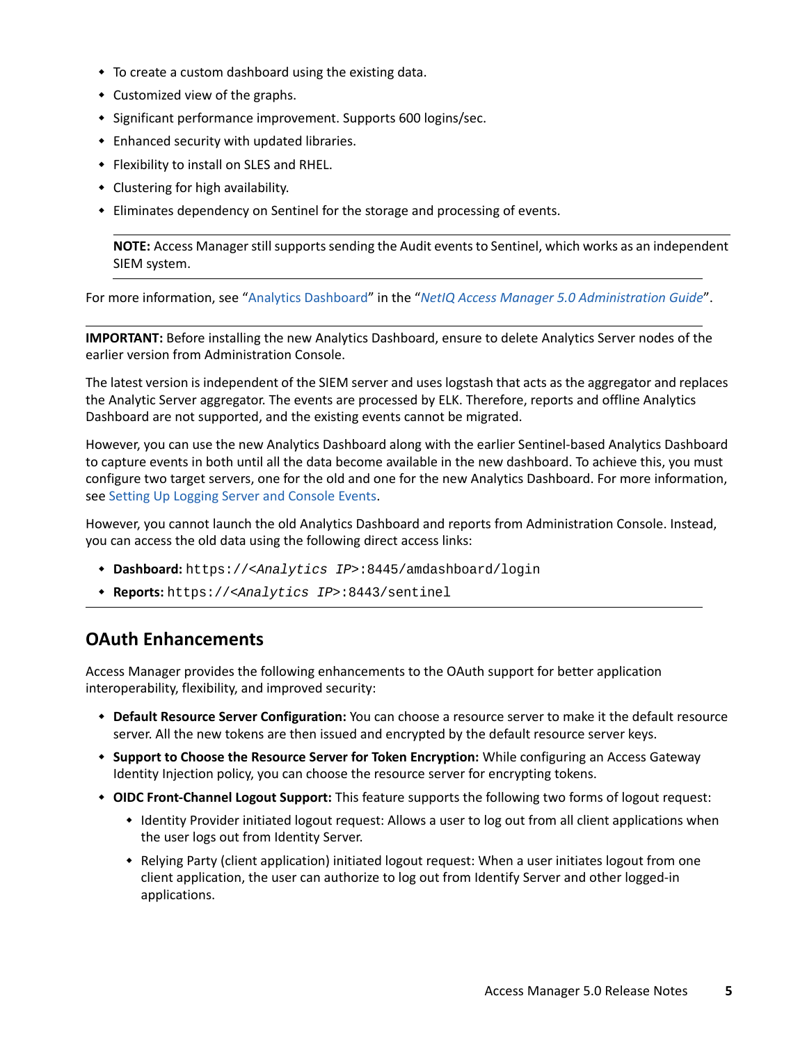- To create a custom dashboard using the existing data.
- Customized view of the graphs.
- Significant performance improvement. Supports 600 logins/sec.
- Enhanced security with updated libraries.
- Flexibility to install on SLES and RHEL.
- Clustering for high availability.
- Eliminates dependency on Sentinel for the storage and processing of events.

> **NOTE:** Access Manager still supports sending the Audit events to Sentinel, which works as an independent SIEM system.

For more information, see "Analytics Dashboard" in the "*NetIQ Access Manager 5.0 Administration Guide*".

---

**IMPORTANT:** Before installing the new Analytics Dashboard, ensure to delete Analytics Server nodes of the earlier version from Administration Console.

The latest version is independent of the SIEM server and uses logstash that acts as the aggregator and replaces the Analytic Server aggregator. The events are processed by ELK. Therefore, reports and offline Analytics Dashboard are not supported, and the existing events cannot be migrated.

However, you can use the new Analytics Dashboard along with the earlier Sentinel-based Analytics Dashboard to capture events in both until all the data become available in the new dashboard. To achieve this, you must configure two target servers, one for the old and one for the new Analytics Dashboard. For more information, see Setting Up Logging Server and Console Events.

However, you cannot launch the old Analytics Dashboard and reports from Administration Console. Instead, you can access the old data using the following direct access links:

- **Dashboard:** `https://<Analytics IP>:8445/amdashboard/login`
- **Reports:** `https://<Analytics IP>:8443/sentinel`

---

## OAuth Enhancements

Access Manager provides the following enhancements to the OAuth support for better application interoperability, flexibility, and improved security:

- **Default Resource Server Configuration:** You can choose a resource server to make it the default resource server. All the new tokens are then issued and encrypted by the default resource server keys.
- **Support to Choose the Resource Server for Token Encryption:** While configuring an Access Gateway Identity Injection policy, you can choose the resource server for encrypting tokens.
- **OIDC Front-Channel Logout Support:** This feature supports the following two forms of logout request:
  - Identity Provider initiated logout request: Allows a user to log out from all client applications when the user logs out from Identity Server.
  - Relying Party (client application) initiated logout request: When a user initiates logout from one client application, the user can authorize to log out from Identify Server and other logged-in applications.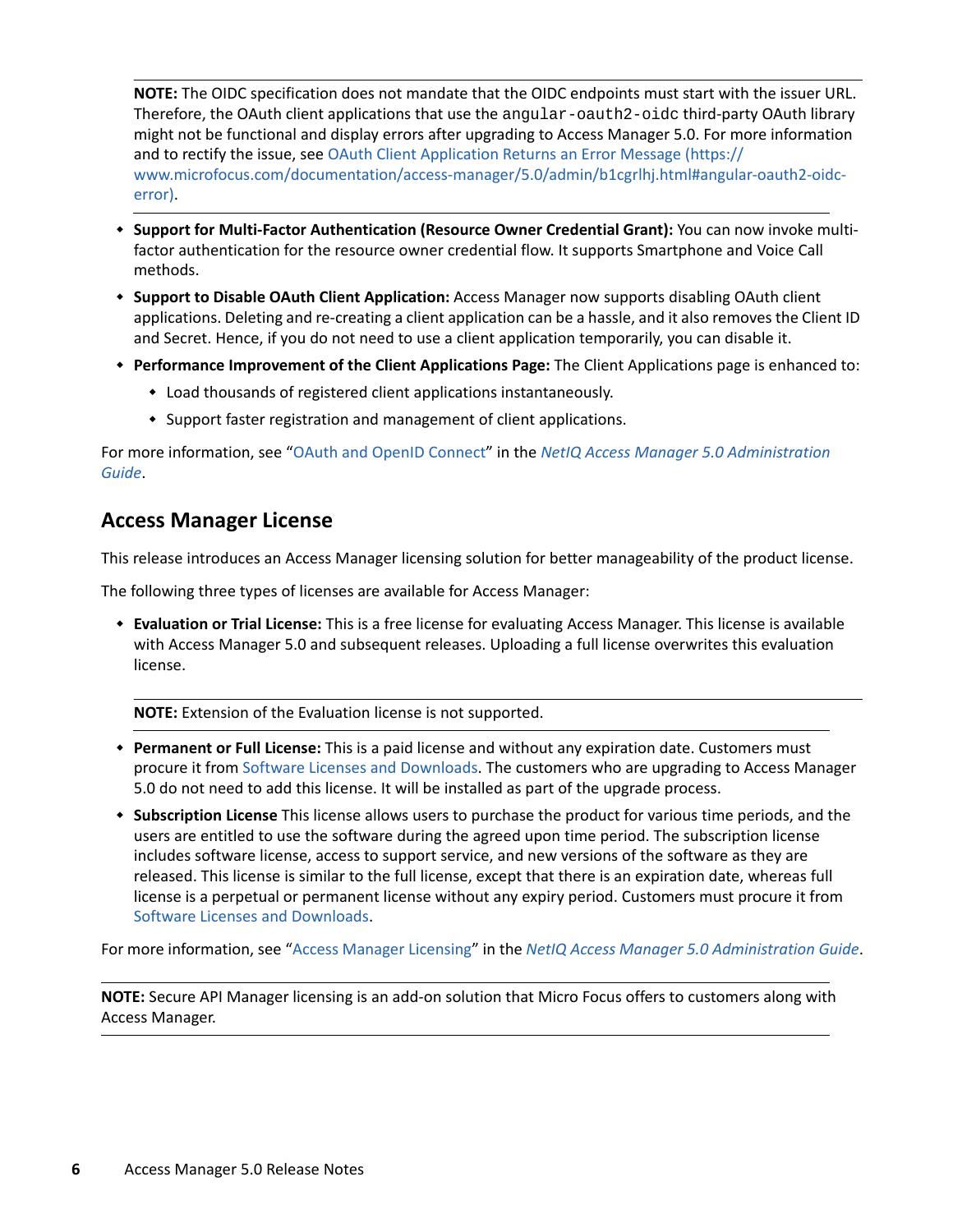**NOTE:** The OIDC specification does not mandate that the OIDC endpoints must start with the issuer URL. Therefore, the OAuth client applications that use the `angular-oauth2-oidc` third-party OAuth library might not be functional and display errors after upgrading to Access Manager 5.0. For more information and to rectify the issue, see OAuth Client Application Returns an Error Message (https://www.microfocus.com/documentation/access-manager/5.0/admin/b1cgrlhj.html#angular-oauth2-oidc-error).

- **Support for Multi-Factor Authentication (Resource Owner Credential Grant):** You can now invoke multi-factor authentication for the resource owner credential flow. It supports Smartphone and Voice Call methods.
- **Support to Disable OAuth Client Application:** Access Manager now supports disabling OAuth client applications. Deleting and re-creating a client application can be a hassle, and it also removes the Client ID and Secret. Hence, if you do not need to use a client application temporarily, you can disable it.
- **Performance Improvement of the Client Applications Page:** The Client Applications page is enhanced to:
  - Load thousands of registered client applications instantaneously.
  - Support faster registration and management of client applications.

For more information, see "OAuth and OpenID Connect" in the *NetIQ Access Manager 5.0 Administration Guide*.

## Access Manager License

This release introduces an Access Manager licensing solution for better manageability of the product license.

The following three types of licenses are available for Access Manager:

- **Evaluation or Trial License:** This is a free license for evaluating Access Manager. This license is available with Access Manager 5.0 and subsequent releases. Uploading a full license overwrites this evaluation license.

  **NOTE:** Extension of the Evaluation license is not supported.

- **Permanent or Full License:** This is a paid license and without any expiration date. Customers must procure it from Software Licenses and Downloads. The customers who are upgrading to Access Manager 5.0 do not need to add this license. It will be installed as part of the upgrade process.
- **Subscription License** This license allows users to purchase the product for various time periods, and the users are entitled to use the software during the agreed upon time period. The subscription license includes software license, access to support service, and new versions of the software as they are released. This license is similar to the full license, except that there is an expiration date, whereas full license is a perpetual or permanent license without any expiry period. Customers must procure it from Software Licenses and Downloads.

For more information, see "Access Manager Licensing" in the *NetIQ Access Manager 5.0 Administration Guide*.

**NOTE:** Secure API Manager licensing is an add-on solution that Micro Focus offers to customers along with Access Manager.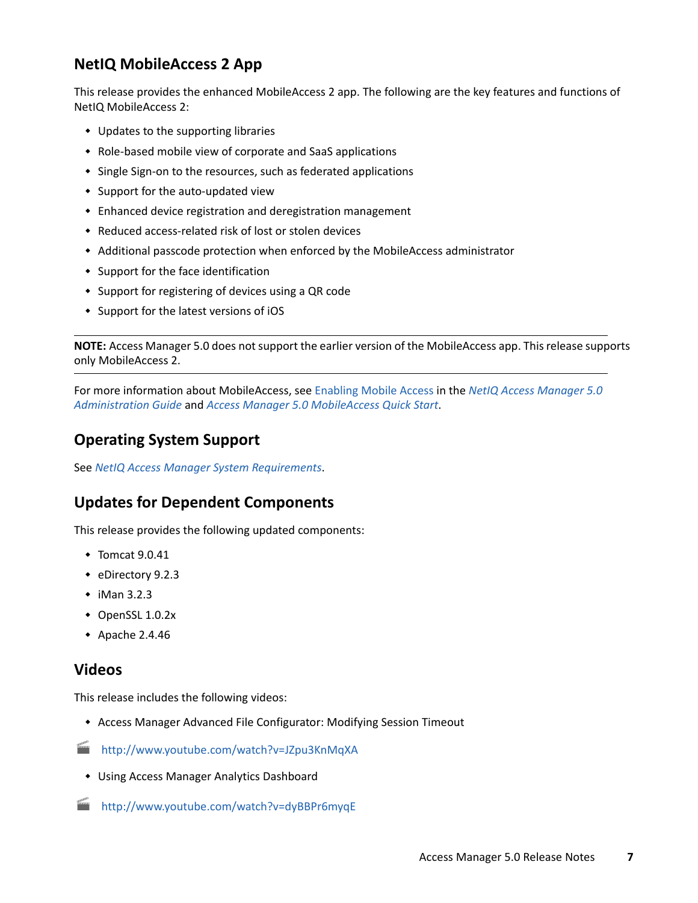## NetIQ MobileAccess 2 App

This release provides the enhanced MobileAccess 2 app. The following are the key features and functions of NetIQ MobileAccess 2:

- Updates to the supporting libraries
- Role-based mobile view of corporate and SaaS applications
- Single Sign-on to the resources, such as federated applications
- Support for the auto-updated view
- Enhanced device registration and deregistration management
- Reduced access-related risk of lost or stolen devices
- Additional passcode protection when enforced by the MobileAccess administrator
- Support for the face identification
- Support for registering of devices using a QR code
- Support for the latest versions of iOS

---

**NOTE:** Access Manager 5.0 does not support the earlier version of the MobileAccess app. This release supports only MobileAccess 2.

---

For more information about MobileAccess, see Enabling Mobile Access in the *NetIQ Access Manager 5.0 Administration Guide* and *Access Manager 5.0 MobileAccess Quick Start*.

## Operating System Support

See *NetIQ Access Manager System Requirements*.

## Updates for Dependent Components

This release provides the following updated components:

- Tomcat 9.0.41
- eDirectory 9.2.3
- iMan 3.2.3
- OpenSSL 1.0.2x
- Apache 2.4.46

## Videos

This release includes the following videos:

- Access Manager Advanced File Configurator: Modifying Session Timeout

http://www.youtube.com/watch?v=JZpu3KnMqXA

- Using Access Manager Analytics Dashboard

http://www.youtube.com/watch?v=dyBBPr6myqE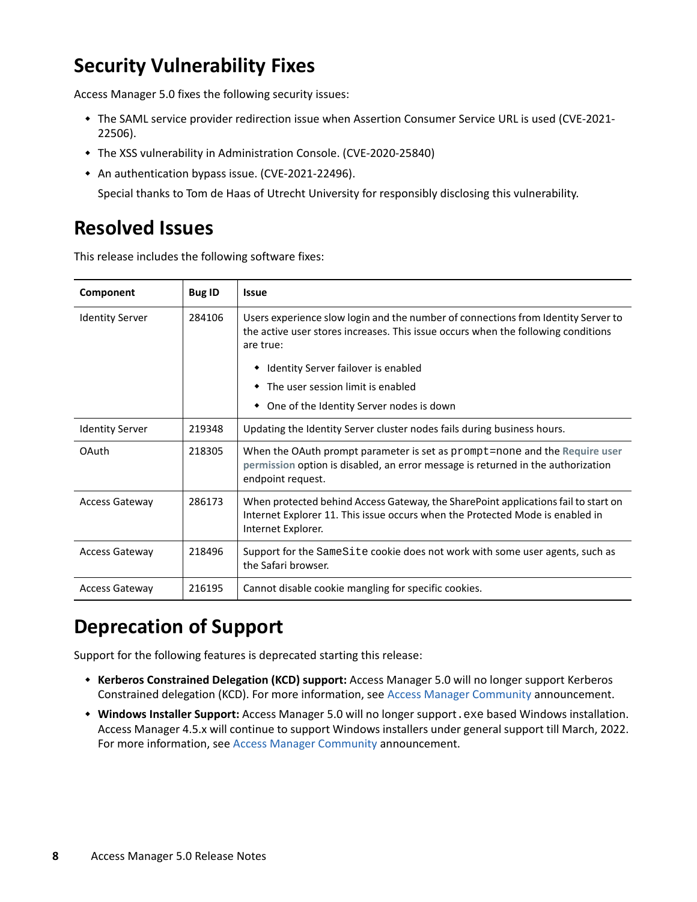## Security Vulnerability Fixes

Access Manager 5.0 fixes the following security issues:

- The SAML service provider redirection issue when Assertion Consumer Service URL is used (CVE-2021-22506).
- The XSS vulnerability in Administration Console. (CVE-2020-25840)
- An authentication bypass issue. (CVE-2021-22496).

  Special thanks to Tom de Haas of Utrecht University for responsibly disclosing this vulnerability.

## Resolved Issues

This release includes the following software fixes:

| Component | Bug ID | Issue |
|---|---|---|
| Identity Server | 284106 | Users experience slow login and the number of connections from Identity Server to the active user stores increases. This issue occurs when the following conditions are true:<br>• Identity Server failover is enabled<br>• The user session limit is enabled<br>• One of the Identity Server nodes is down |
| Identity Server | 219348 | Updating the Identity Server cluster nodes fails during business hours. |
| OAuth | 218305 | When the OAuth prompt parameter is set as `prompt=none` and the **Require user permission** option is disabled, an error message is returned in the authorization endpoint request. |
| Access Gateway | 286173 | When protected behind Access Gateway, the SharePoint applications fail to start on Internet Explorer 11. This issue occurs when the Protected Mode is enabled in Internet Explorer. |
| Access Gateway | 218496 | Support for the `SameSite` cookie does not work with some user agents, such as the Safari browser. |
| Access Gateway | 216195 | Cannot disable cookie mangling for specific cookies. |

## Deprecation of Support

Support for the following features is deprecated starting this release:

- **Kerberos Constrained Delegation (KCD) support:** Access Manager 5.0 will no longer support Kerberos Constrained delegation (KCD). For more information, see Access Manager Community announcement.
- **Windows Installer Support:** Access Manager 5.0 will no longer support `.exe` based Windows installation. Access Manager 4.5.x will continue to support Windows installers under general support till March, 2022. For more information, see Access Manager Community announcement.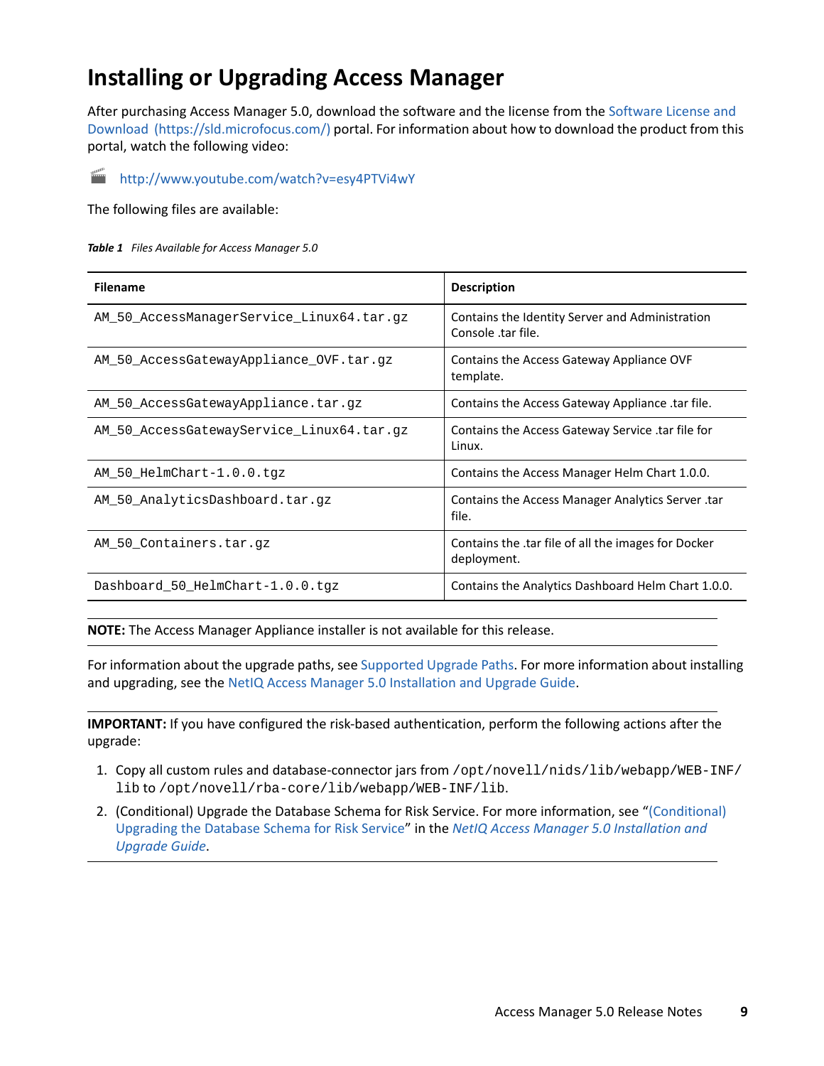# Installing or Upgrading Access Manager

After purchasing Access Manager 5.0, download the software and the license from the Software License and Download (https://sld.microfocus.com/) portal. For information about how to download the product from this portal, watch the following video:

http://www.youtube.com/watch?v=esy4PTVi4wY

The following files are available:

***Table 1*** *Files Available for Access Manager 5.0*

| Filename | Description |
|---|---|
| `AM_50_AccessManagerService_Linux64.tar.gz` | Contains the Identity Server and Administration Console .tar file. |
| `AM_50_AccessGatewayAppliance_OVF.tar.gz` | Contains the Access Gateway Appliance OVF template. |
| `AM_50_AccessGatewayAppliance.tar.gz` | Contains the Access Gateway Appliance .tar file. |
| `AM_50_AccessGatewayService_Linux64.tar.gz` | Contains the Access Gateway Service .tar file for Linux. |
| `AM_50_HelmChart-1.0.0.tgz` | Contains the Access Manager Helm Chart 1.0.0. |
| `AM_50_AnalyticsDashboard.tar.gz` | Contains the Access Manager Analytics Server .tar file. |
| `AM_50_Containers.tar.gz` | Contains the .tar file of all the images for Docker deployment. |
| `Dashboard_50_HelmChart-1.0.0.tgz` | Contains the Analytics Dashboard Helm Chart 1.0.0. |

---

**NOTE:** The Access Manager Appliance installer is not available for this release.

---

For information about the upgrade paths, see Supported Upgrade Paths. For more information about installing and upgrading, see the NetIQ Access Manager 5.0 Installation and Upgrade Guide.

---

**IMPORTANT:** If you have configured the risk-based authentication, perform the following actions after the upgrade:

1. Copy all custom rules and database-connector jars from `/opt/novell/nids/lib/webapp/WEB-INF/lib` to `/opt/novell/rba-core/lib/webapp/WEB-INF/lib`.
2. (Conditional) Upgrade the Database Schema for Risk Service. For more information, see "(Conditional) Upgrading the Database Schema for Risk Service" in the *NetIQ Access Manager 5.0 Installation and Upgrade Guide*.

---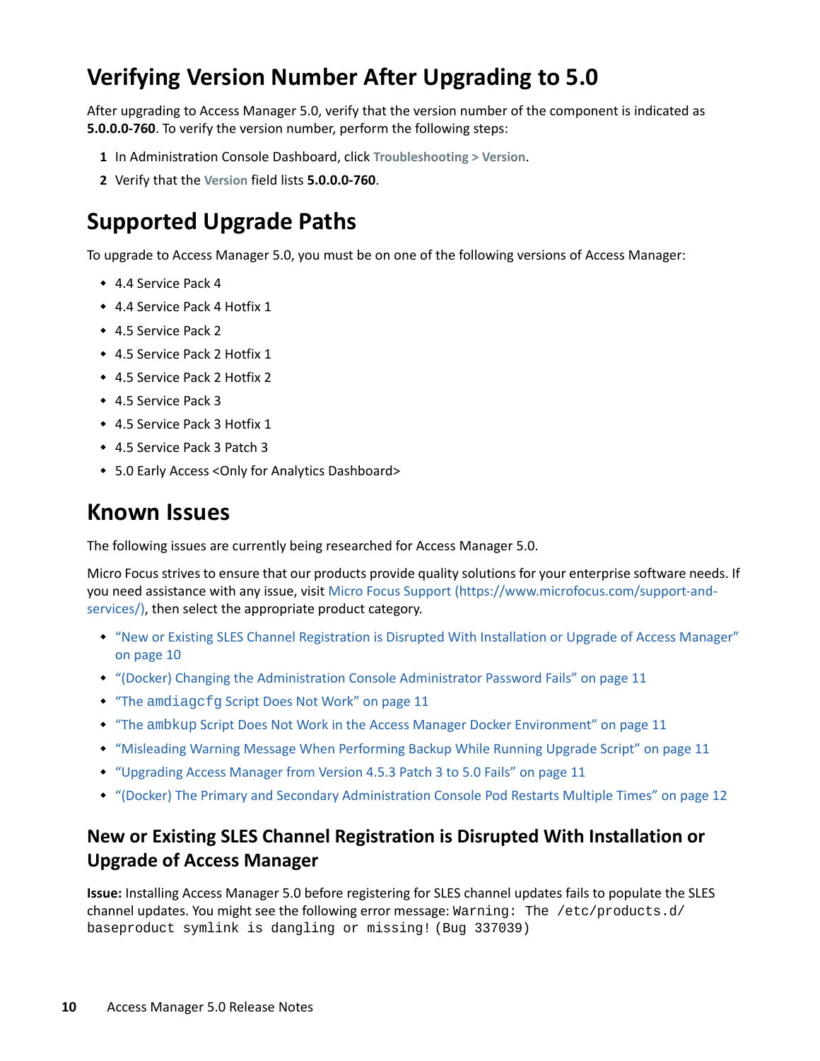# Verifying Version Number After Upgrading to 5.0

After upgrading to Access Manager 5.0, verify that the version number of the component is indicated as **5.0.0.0-760**. To verify the version number, perform the following steps:

1. In Administration Console Dashboard, click **Troubleshooting > Version**.
2. Verify that the **Version** field lists **5.0.0.0-760**.

# Supported Upgrade Paths

To upgrade to Access Manager 5.0, you must be on one of the following versions of Access Manager:

- 4.4 Service Pack 4
- 4.4 Service Pack 4 Hotfix 1
- 4.5 Service Pack 2
- 4.5 Service Pack 2 Hotfix 1
- 4.5 Service Pack 2 Hotfix 2
- 4.5 Service Pack 3
- 4.5 Service Pack 3 Hotfix 1
- 4.5 Service Pack 3 Patch 3
- 5.0 Early Access <Only for Analytics Dashboard>

# Known Issues

The following issues are currently being researched for Access Manager 5.0.

Micro Focus strives to ensure that our products provide quality solutions for your enterprise software needs. If you need assistance with any issue, visit Micro Focus Support (https://www.microfocus.com/support-and-services/), then select the appropriate product category.

- "New or Existing SLES Channel Registration is Disrupted With Installation or Upgrade of Access Manager" on page 10
- "(Docker) Changing the Administration Console Administrator Password Fails" on page 11
- "The `amdiagcfg` Script Does Not Work" on page 11
- "The `ambkup` Script Does Not Work in the Access Manager Docker Environment" on page 11
- "Misleading Warning Message When Performing Backup While Running Upgrade Script" on page 11
- "Upgrading Access Manager from Version 4.5.3 Patch 3 to 5.0 Fails" on page 11
- "(Docker) The Primary and Secondary Administration Console Pod Restarts Multiple Times" on page 12

## New or Existing SLES Channel Registration is Disrupted With Installation or Upgrade of Access Manager

**Issue:** Installing Access Manager 5.0 before registering for SLES channel updates fails to populate the SLES channel updates. You might see the following error message: `Warning: The /etc/products.d/baseproduct symlink is dangling or missing!` (Bug 337039)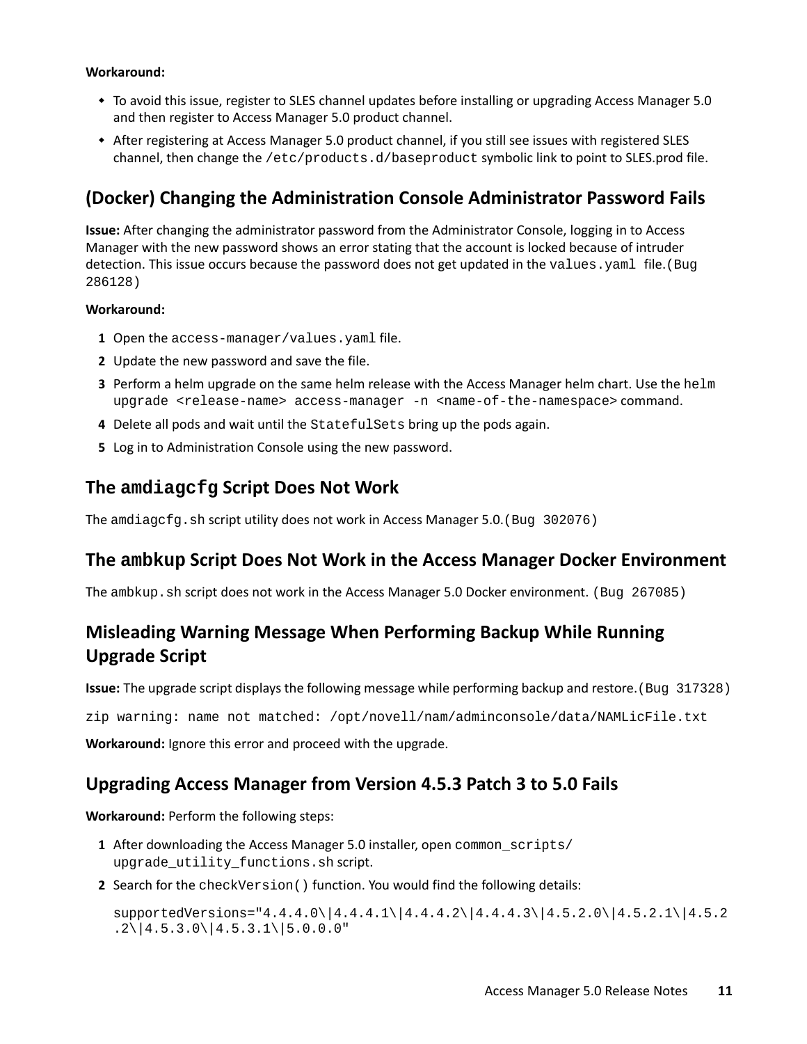**Workaround:**

- To avoid this issue, register to SLES channel updates before installing or upgrading Access Manager 5.0 and then register to Access Manager 5.0 product channel.
- After registering at Access Manager 5.0 product channel, if you still see issues with registered SLES channel, then change the `/etc/products.d/baseproduct` symbolic link to point to SLES.prod file.

## (Docker) Changing the Administration Console Administrator Password Fails

**Issue:** After changing the administrator password from the Administrator Console, logging in to Access Manager with the new password shows an error stating that the account is locked because of intruder detection. This issue occurs because the password does not get updated in the `values.yaml` file.(Bug 286128)

**Workaround:**

1. Open the `access-manager/values.yaml` file.
2. Update the new password and save the file.
3. Perform a helm upgrade on the same helm release with the Access Manager helm chart. Use the `helm upgrade <release-name> access-manager -n <name-of-the-namespace>` command.
4. Delete all pods and wait until the `StatefulSets` bring up the pods again.
5. Log in to Administration Console using the new password.

## The amdiagcfg Script Does Not Work

The `amdiagcfg.sh` script utility does not work in Access Manager 5.0.(Bug 302076)

## The ambkup Script Does Not Work in the Access Manager Docker Environment

The `ambkup.sh` script does not work in the Access Manager 5.0 Docker environment. (Bug 267085)

## Misleading Warning Message When Performing Backup While Running Upgrade Script

**Issue:** The upgrade script displays the following message while performing backup and restore.(Bug 317328)

```
zip warning: name not matched: /opt/novell/nam/adminconsole/data/NAMLicFile.txt
```

**Workaround:** Ignore this error and proceed with the upgrade.

## Upgrading Access Manager from Version 4.5.3 Patch 3 to 5.0 Fails

**Workaround:** Perform the following steps:

1. After downloading the Access Manager 5.0 installer, open `common_scripts/upgrade_utility_functions.sh` script.
2. Search for the `checkVersion()` function. You would find the following details:

```
supportedVersions="4.4.4.0\|4.4.4.1\|4.4.4.2\|4.4.4.3\|4.5.2.0\|4.5.2.1\|4.5.2
.2\|4.5.3.0\|4.5.3.1\|5.0.0.0"
```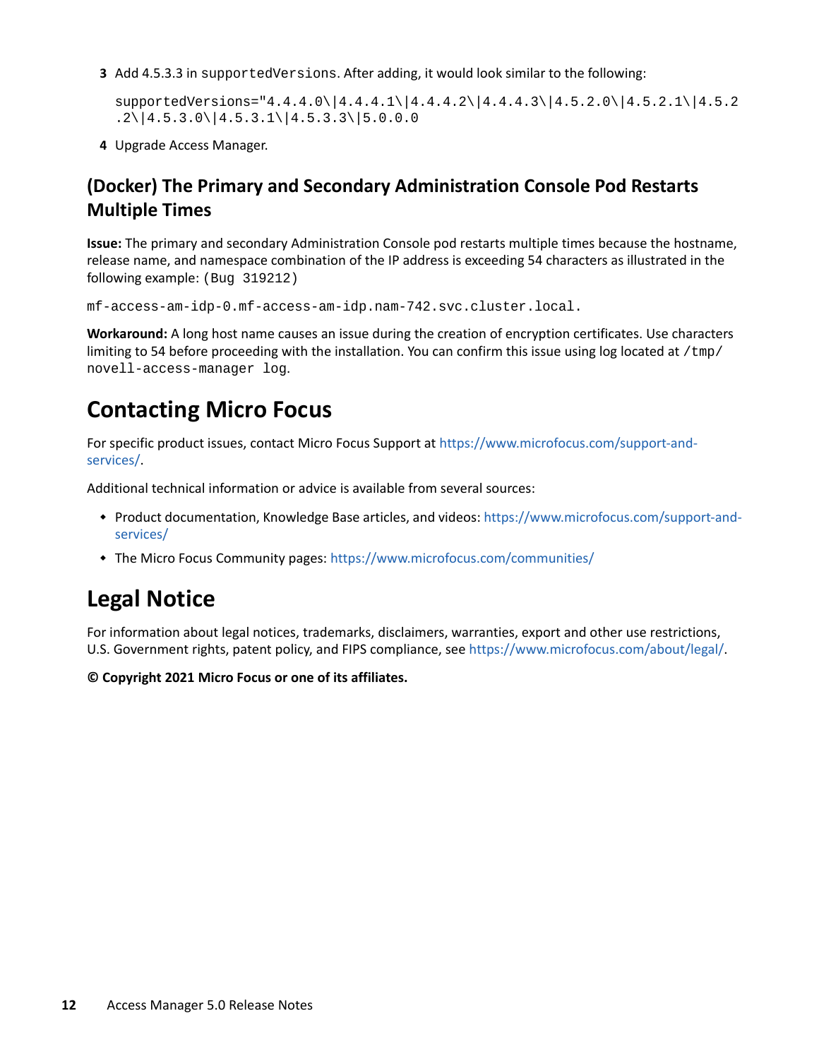3. Add 4.5.3.3 in `supportedVersions`. After adding, it would look similar to the following:

   ```
   supportedVersions="4.4.4.0\|4.4.4.1\|4.4.4.2\|4.4.4.3\|4.5.2.0\|4.5.2.1\|4.5.2
   .2\|4.5.3.0\|4.5.3.1\|4.5.3.3\|5.0.0.0
   ```

4. Upgrade Access Manager.

### (Docker) The Primary and Secondary Administration Console Pod Restarts Multiple Times

**Issue:** The primary and secondary Administration Console pod restarts multiple times because the hostname, release name, and namespace combination of the IP address is exceeding 54 characters as illustrated in the following example: `(Bug 319212)`

```
mf-access-am-idp-0.mf-access-am-idp.nam-742.svc.cluster.local.
```

**Workaround:** A long host name causes an issue during the creation of encryption certificates. Use characters limiting to 54 before proceeding with the installation. You can confirm this issue using log located at `/tmp/novell-access-manager log`.

## Contacting Micro Focus

For specific product issues, contact Micro Focus Support at https://www.microfocus.com/support-and-services/.

Additional technical information or advice is available from several sources:

- Product documentation, Knowledge Base articles, and videos: https://www.microfocus.com/support-and-services/
- The Micro Focus Community pages: https://www.microfocus.com/communities/

## Legal Notice

For information about legal notices, trademarks, disclaimers, warranties, export and other use restrictions, U.S. Government rights, patent policy, and FIPS compliance, see https://www.microfocus.com/about/legal/.

**© Copyright 2021 Micro Focus or one of its affiliates.**